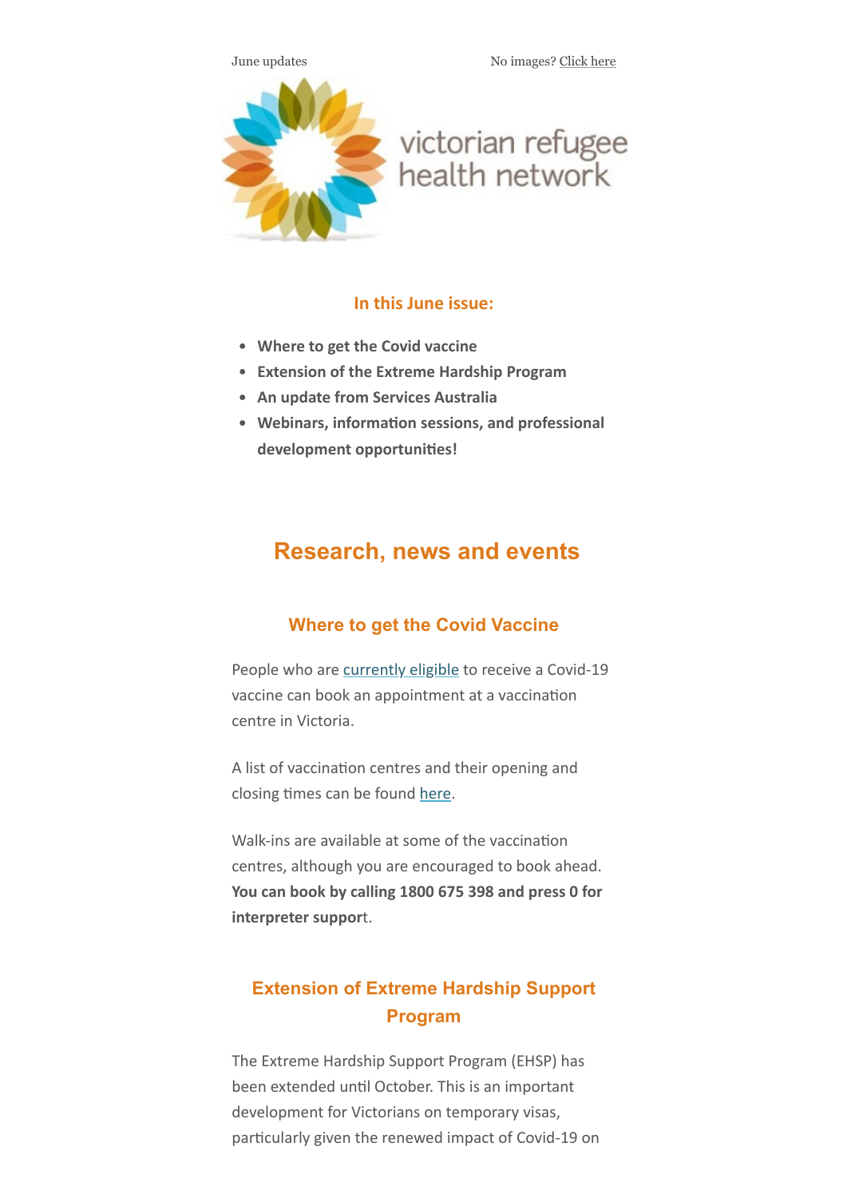June updates

No images? Click here

victorian refugee health network

### In this June issue:

- **Where to get the Covid vaccine**
- **Extension of the Extreme Hardship Program**
- **An update from Services Australia**
- **Webinars, information sessions, and professional development opportunities!**

## Research, news and events

### Where to get the Covid Vaccine

People who are currently eligible to receive a Covid-19 vaccine can book an appointment at a vaccination centre in Victoria.

A list of vaccination centres and their opening and closing times can be found here.

Walk-ins are available at some of the vaccination centres, although you are encouraged to book ahead. **You can book by calling 1800 675 398 and press 0 for interpreter suppor**t.

### Extension of Extreme Hardship Support Program

The Extreme Hardship Support Program (EHSP) has been extended until October. This is an important development for Victorians on temporary visas, particularly given the renewed impact of Covid-19 on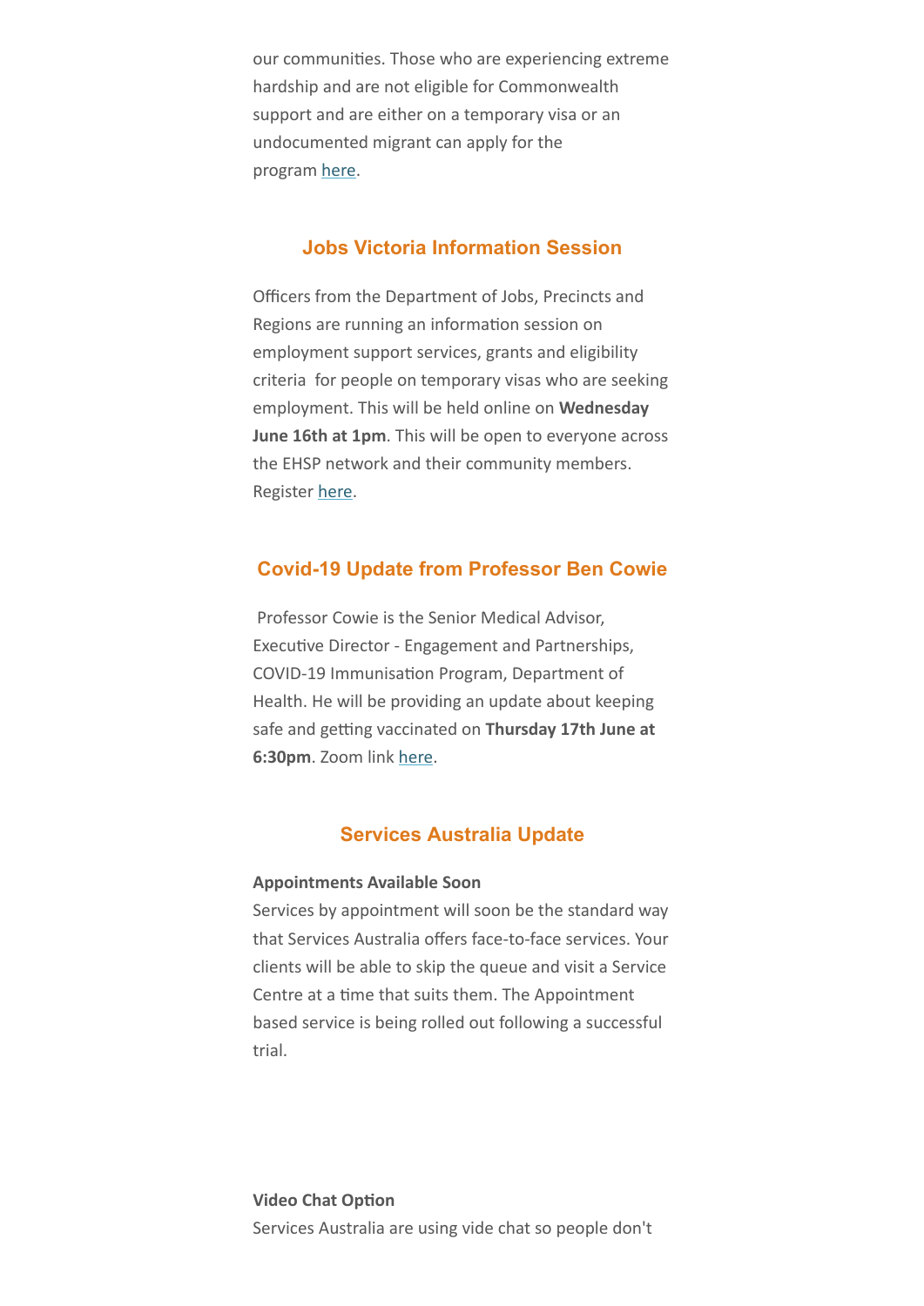our communities. Those who are experiencing extreme hardship and are not eligible for Commonwealth support and are either on a temporary visa or an undocumented migrant can apply for the program here.

## Jobs Victoria Information Session

Officers from the Department of Jobs, Precincts and Regions are running an information session on employment support services, grants and eligibility criteria for people on temporary visas who are seeking employment. This will be held online on **Wednesday June 16th at 1pm**. This will be open to everyone across the EHSP network and their community members. Register here.

## Covid-19 Update from Professor Ben Cowie

Professor Cowie is the Senior Medical Advisor, Executive Director - Engagement and Partnerships, COVID-19 Immunisation Program, Department of Health. He will be providing an update about keeping safe and getting vaccinated on **Thursday 17th June at 6:30pm**. Zoom link here.

## Services Australia Update

**Appointments Available Soon**

Services by appointment will soon be the standard way that Services Australia offers face-to-face services. Your clients will be able to skip the queue and visit a Service Centre at a time that suits them. The Appointment based service is being rolled out following a successful trial.

**Video Chat Option**

Services Australia are using vide chat so people don't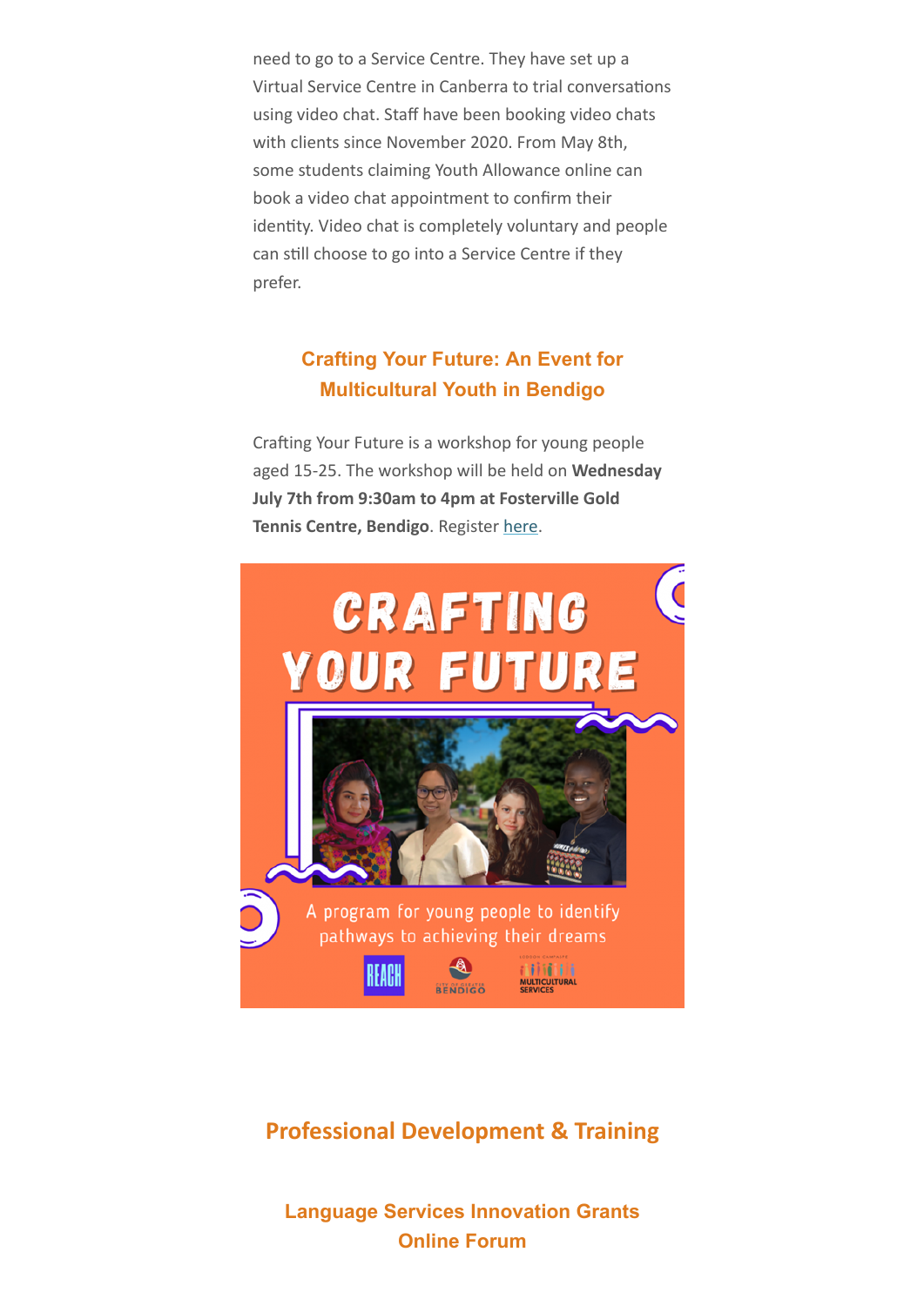need to go to a Service Centre. They have set up a Virtual Service Centre in Canberra to trial conversations using video chat. Staff have been booking video chats with clients since November 2020. From May 8th, some students claiming Youth Allowance online can book a video chat appointment to confirm their identity. Video chat is completely voluntary and people can still choose to go into a Service Centre if they prefer.

### Crafting Your Future: An Event for Multicultural Youth in Bendigo

Crafting Your Future is a workshop for young people aged 15-25. The workshop will be held on **Wednesday July 7th from 9:30am to 4pm at Fosterville Gold Tennis Centre, Bendigo**. Register here.

## Professional Development & Training

### Language Services Innovation Grants Online Forum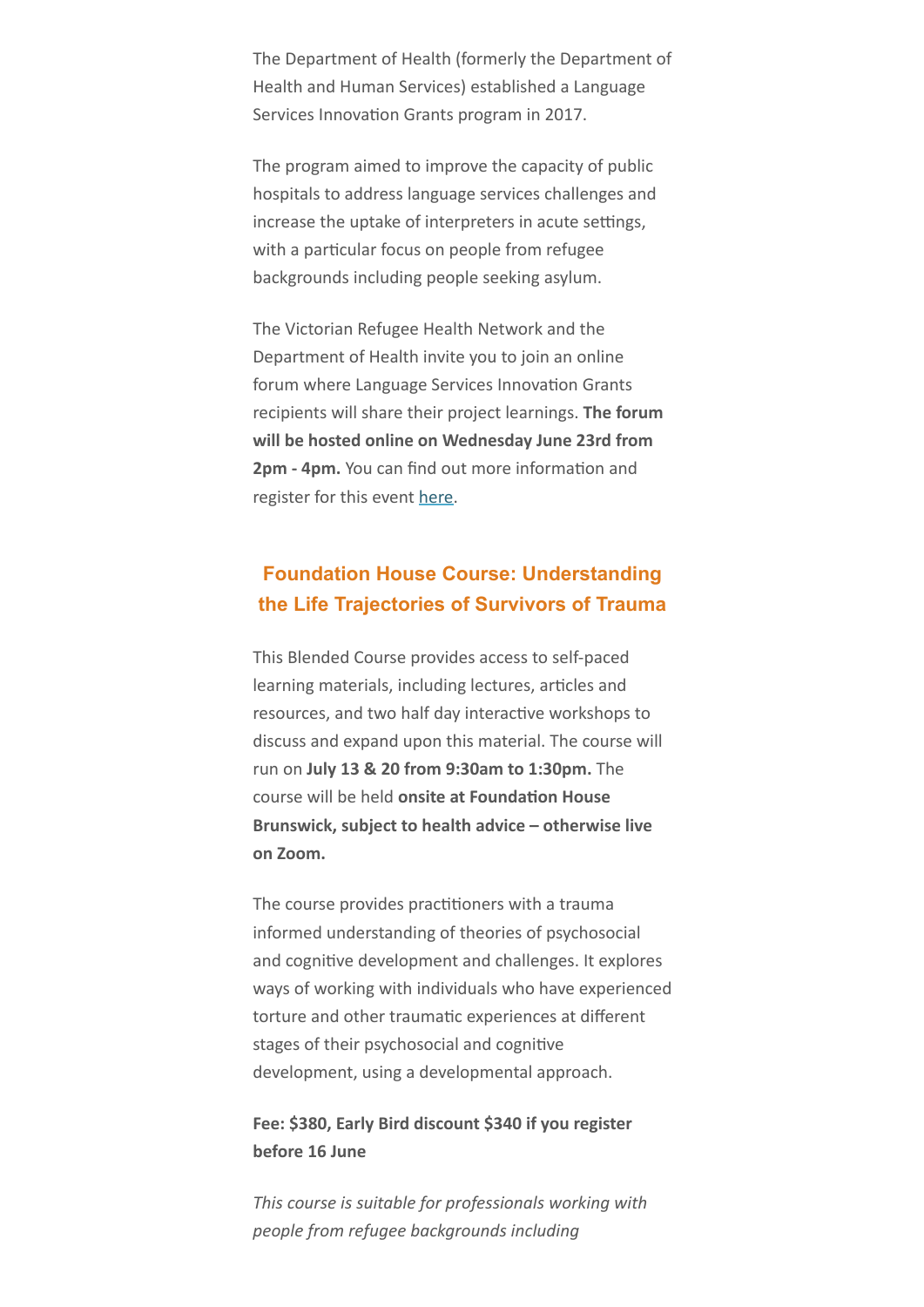The Department of Health (formerly the Department of Health and Human Services) established a Language Services Innovation Grants program in 2017.

The program aimed to improve the capacity of public hospitals to address language services challenges and increase the uptake of interpreters in acute settings, with a particular focus on people from refugee backgrounds including people seeking asylum.

The Victorian Refugee Health Network and the Department of Health invite you to join an online forum where Language Services Innovation Grants recipients will share their project learnings. **The forum will be hosted online on Wednesday June 23rd from 2pm - 4pm.** You can find out more information and register for this event [here].

## Foundation House Course: Understanding the Life Trajectories of Survivors of Trauma

This Blended Course provides access to self-paced learning materials, including lectures, articles and resources, and two half day interactive workshops to discuss and expand upon this material. The course will run on **July 13 & 20 from 9:30am to 1:30pm.** The course will be held **onsite at Foundation House Brunswick, subject to health advice – otherwise live on Zoom.**

The course provides practitioners with a trauma informed understanding of theories of psychosocial and cognitive development and challenges. It explores ways of working with individuals who have experienced torture and other traumatic experiences at different stages of their psychosocial and cognitive development, using a developmental approach.

**Fee: $380, Early Bird discount $340 if you register before 16 June**

*This course is suitable for professionals working with people from refugee backgrounds including*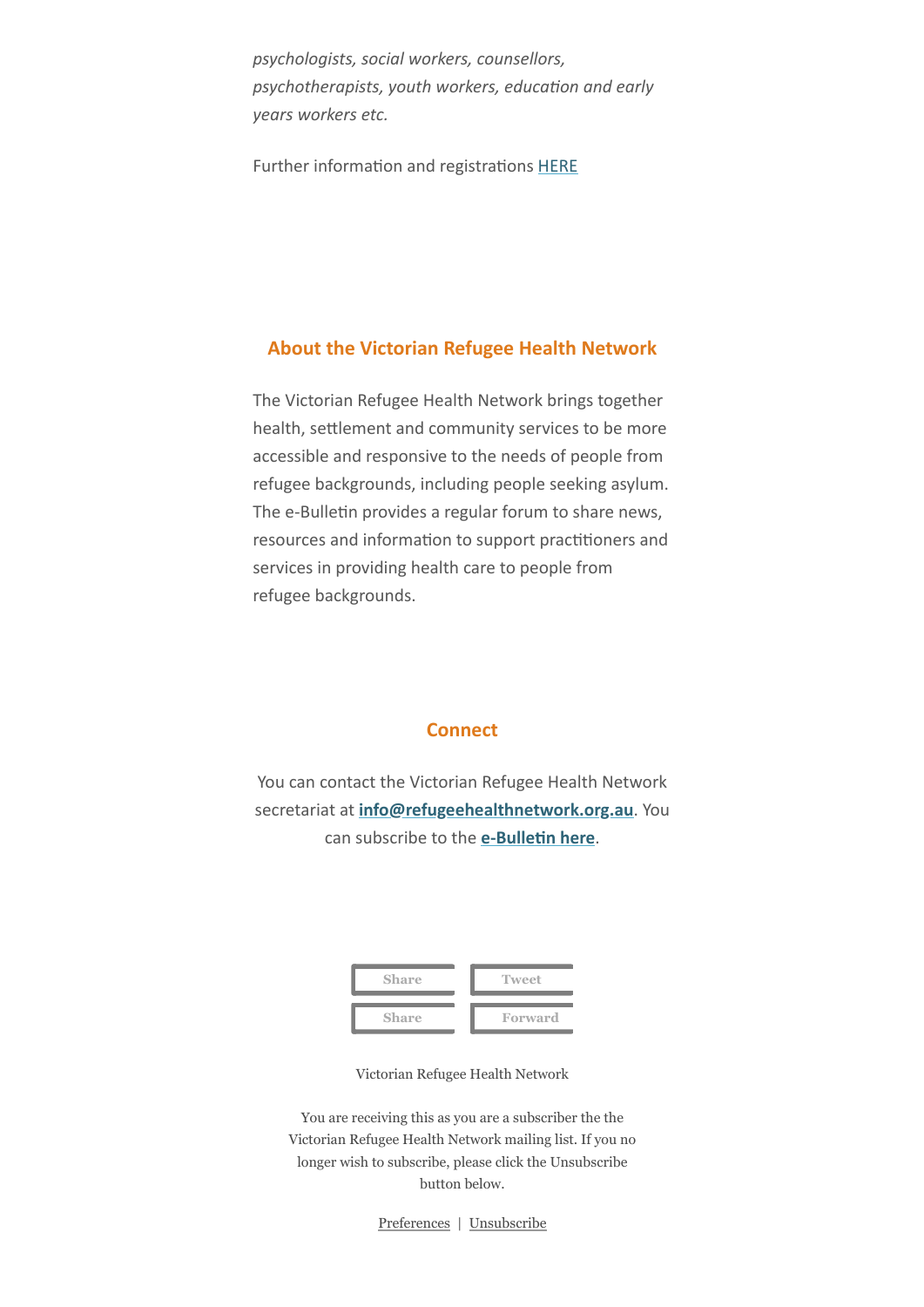*psychologists, social workers, counsellors, psychotherapists, youth workers, education and early years workers etc.*

Further information and registrations HERE

## About the Victorian Refugee Health Network

The Victorian Refugee Health Network brings together health, settlement and community services to be more accessible and responsive to the needs of people from refugee backgrounds, including people seeking asylum. The e-Bulletin provides a regular forum to share news, resources and information to support practitioners and services in providing health care to people from refugee backgrounds.

## Connect

You can contact the Victorian Refugee Health Network secretariat at **info@refugeehealthnetwork.org.au**. You can subscribe to the **e-Bulletin here**.

Share | Tweet
Share | Forward

Victorian Refugee Health Network

You are receiving this as you are a subscriber the the Victorian Refugee Health Network mailing list. If you no longer wish to subscribe, please click the Unsubscribe button below.

Preferences | Unsubscribe